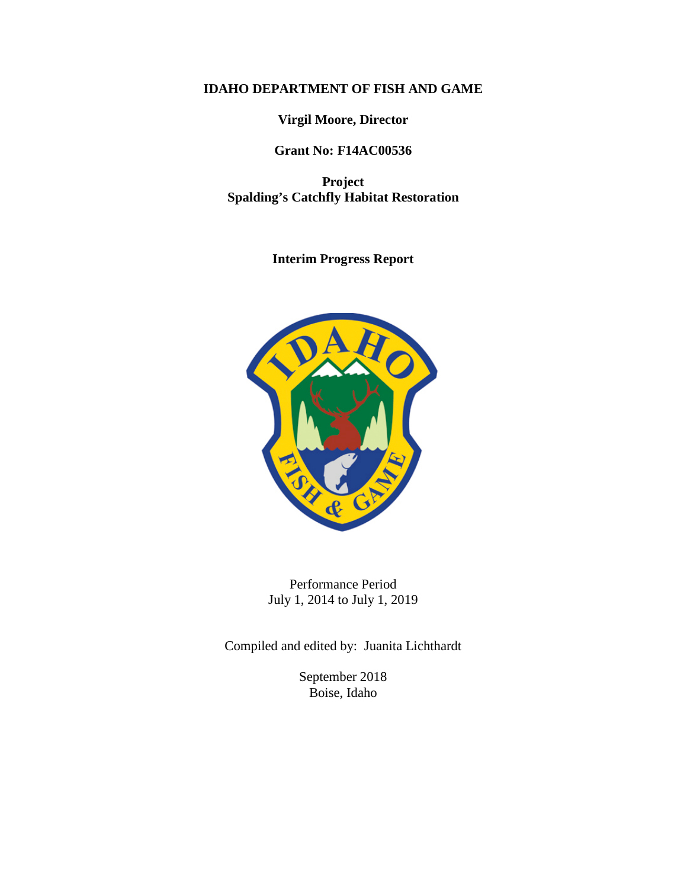**IDAHO DEPARTMENT OF FISH AND GAME**

**Virgil Moore, Director**

**Grant No: F14AC00536**

**Project**
**Spalding's Catchfly Habitat Restoration**

**Interim Progress Report**

Performance Period
July 1, 2014 to July 1, 2019

Compiled and edited by: Juanita Lichthardt

September 2018
Boise, Idaho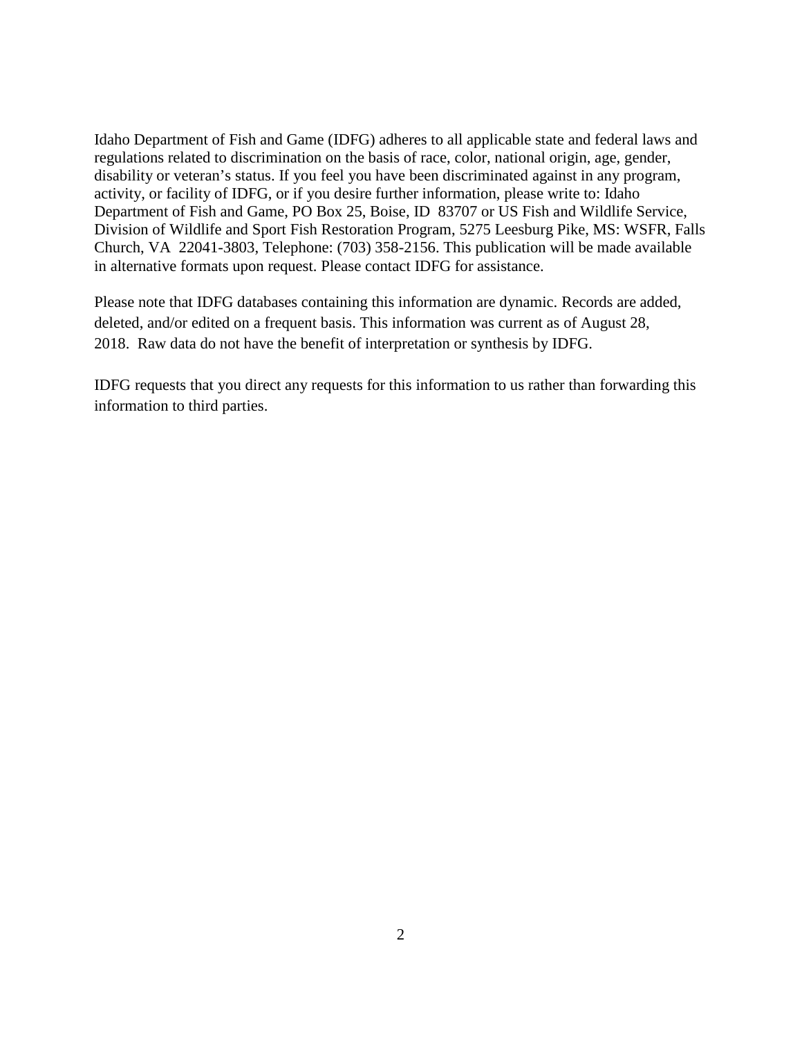Idaho Department of Fish and Game (IDFG) adheres to all applicable state and federal laws and regulations related to discrimination on the basis of race, color, national origin, age, gender, disability or veteran's status. If you feel you have been discriminated against in any program, activity, or facility of IDFG, or if you desire further information, please write to: Idaho Department of Fish and Game, PO Box 25, Boise, ID 83707 or US Fish and Wildlife Service, Division of Wildlife and Sport Fish Restoration Program, 5275 Leesburg Pike, MS: WSFR, Falls Church, VA 22041-3803, Telephone: (703) 358-2156. This publication will be made available in alternative formats upon request. Please contact IDFG for assistance.

Please note that IDFG databases containing this information are dynamic. Records are added, deleted, and/or edited on a frequent basis. This information was current as of August 28, 2018. Raw data do not have the benefit of interpretation or synthesis by IDFG.

IDFG requests that you direct any requests for this information to us rather than forwarding this information to third parties.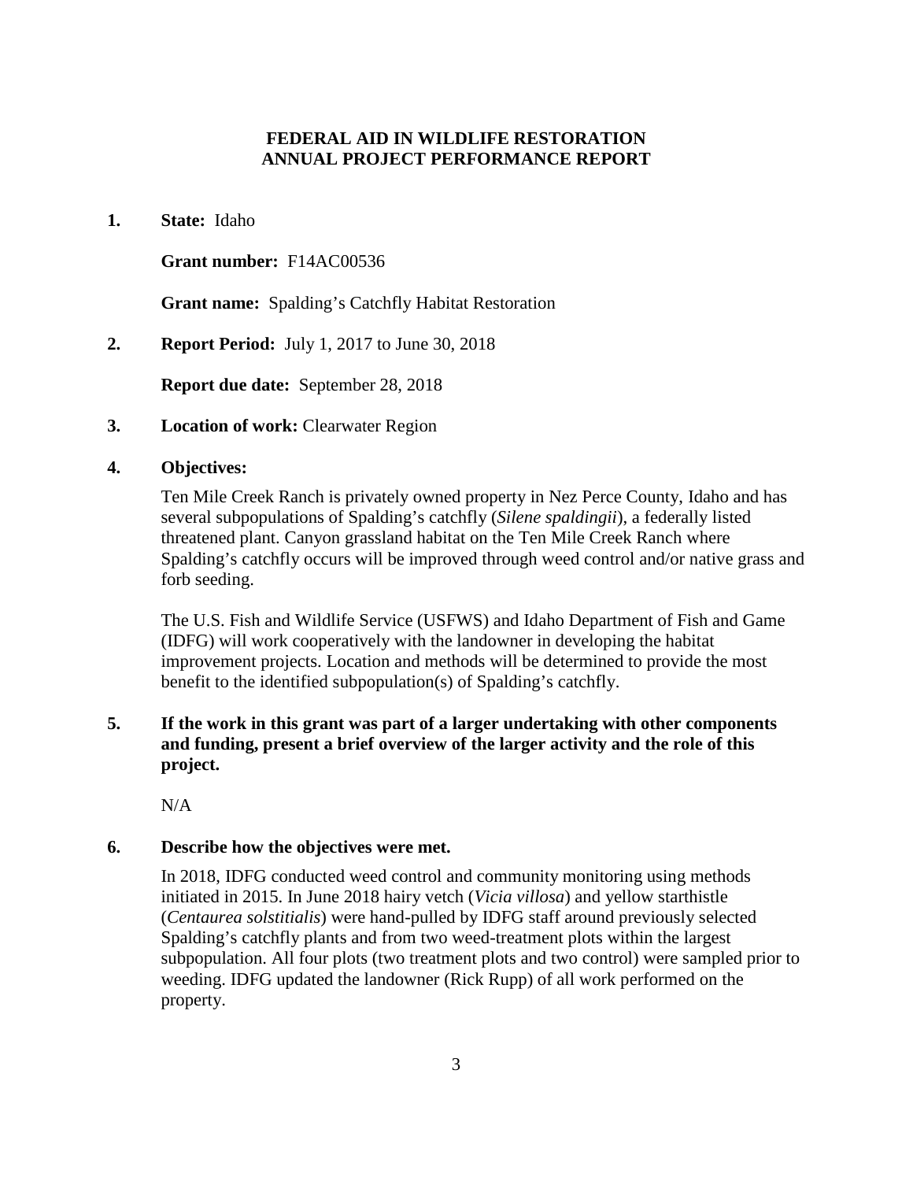**FEDERAL AID IN WILDLIFE RESTORATION**
**ANNUAL PROJECT PERFORMANCE REPORT**

**1.** **State:** Idaho

**Grant number:** F14AC00536

**Grant name:** Spalding's Catchfly Habitat Restoration

**2.** **Report Period:** July 1, 2017 to June 30, 2018

**Report due date:** September 28, 2018

**3.** **Location of work:** Clearwater Region

**4.** **Objectives:**

Ten Mile Creek Ranch is privately owned property in Nez Perce County, Idaho and has several subpopulations of Spalding's catchfly (*Silene spaldingii*), a federally listed threatened plant. Canyon grassland habitat on the Ten Mile Creek Ranch where Spalding's catchfly occurs will be improved through weed control and/or native grass and forb seeding.

The U.S. Fish and Wildlife Service (USFWS) and Idaho Department of Fish and Game (IDFG) will work cooperatively with the landowner in developing the habitat improvement projects. Location and methods will be determined to provide the most benefit to the identified subpopulation(s) of Spalding's catchfly.

**5.** **If the work in this grant was part of a larger undertaking with other components and funding, present a brief overview of the larger activity and the role of this project.**

N/A

**6.** **Describe how the objectives were met.**

In 2018, IDFG conducted weed control and community monitoring using methods initiated in 2015. In June 2018 hairy vetch (*Vicia villosa*) and yellow starthistle (*Centaurea solstitialis*) were hand-pulled by IDFG staff around previously selected Spalding's catchfly plants and from two weed-treatment plots within the largest subpopulation. All four plots (two treatment plots and two control) were sampled prior to weeding. IDFG updated the landowner (Rick Rupp) of all work performed on the property.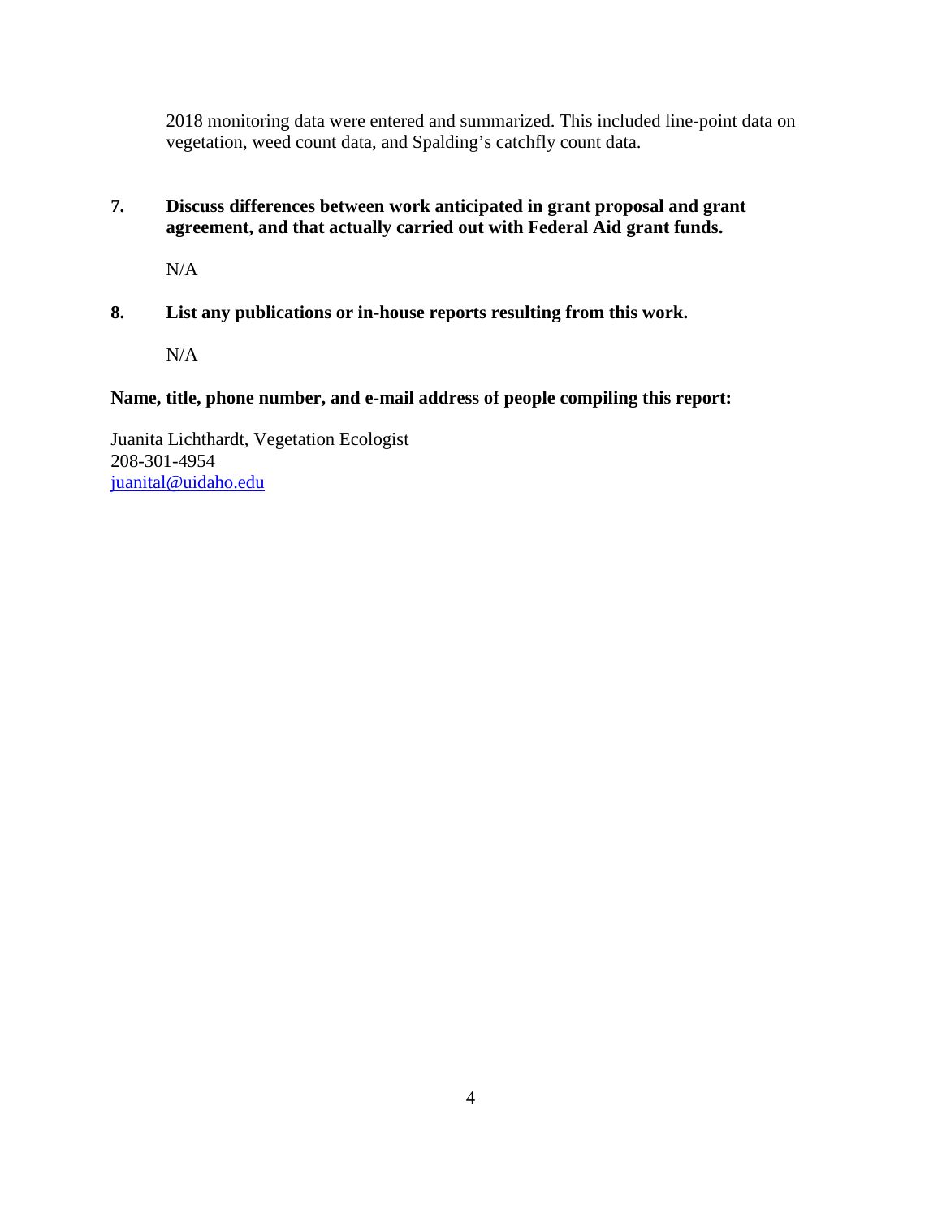2018 monitoring data were entered and summarized. This included line-point data on vegetation, weed count data, and Spalding's catchfly count data.

**7. Discuss differences between work anticipated in grant proposal and grant agreement, and that actually carried out with Federal Aid grant funds.**

N/A

**8. List any publications or in-house reports resulting from this work.**

N/A

**Name, title, phone number, and e-mail address of people compiling this report:**

Juanita Lichthardt, Vegetation Ecologist
208-301-4954
juanital@uidaho.edu